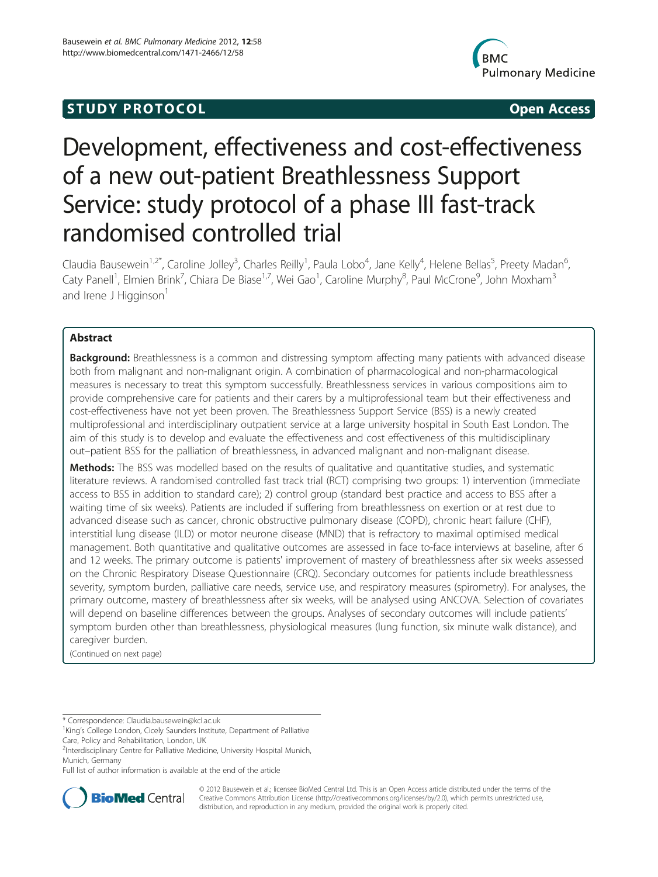**STUDY PROTOCOL** **Open Access**

# Development, effectiveness and cost-effectiveness of a new out-patient Breathlessness Support Service: study protocol of a phase III fast-track randomised controlled trial

Claudia Bausewein[1,2*], Caroline Jolley[3], Charles Reilly[1], Paula Lobo[4], Jane Kelly[4], Helene Bellas[5], Preety Madan[6], Caty Panell[1], Elmien Brink[7], Chiara De Biase[1,7], Wei Gao[1], Caroline Murphy[8], Paul McCrone[9], John Moxham[3] and Irene J Higginson[1]

## Abstract

**Background:** Breathlessness is a common and distressing symptom affecting many patients with advanced disease both from malignant and non-malignant origin. A combination of pharmacological and non-pharmacological measures is necessary to treat this symptom successfully. Breathlessness services in various compositions aim to provide comprehensive care for patients and their carers by a multiprofessional team but their effectiveness and cost-effectiveness have not yet been proven. The Breathlessness Support Service (BSS) is a newly created multiprofessional and interdisciplinary outpatient service at a large university hospital in South East London. The aim of this study is to develop and evaluate the effectiveness and cost effectiveness of this multidisciplinary out–patient BSS for the palliation of breathlessness, in advanced malignant and non-malignant disease.

**Methods:** The BSS was modelled based on the results of qualitative and quantitative studies, and systematic literature reviews. A randomised controlled fast track trial (RCT) comprising two groups: 1) intervention (immediate access to BSS in addition to standard care); 2) control group (standard best practice and access to BSS after a waiting time of six weeks). Patients are included if suffering from breathlessness on exertion or at rest due to advanced disease such as cancer, chronic obstructive pulmonary disease (COPD), chronic heart failure (CHF), interstitial lung disease (ILD) or motor neurone disease (MND) that is refractory to maximal optimised medical management. Both quantitative and qualitative outcomes are assessed in face to-face interviews at baseline, after 6 and 12 weeks. The primary outcome is patients' improvement of mastery of breathlessness after six weeks assessed on the Chronic Respiratory Disease Questionnaire (CRQ). Secondary outcomes for patients include breathlessness severity, symptom burden, palliative care needs, service use, and respiratory measures (spirometry). For analyses, the primary outcome, mastery of breathlessness after six weeks, will be analysed using ANCOVA. Selection of covariates will depend on baseline differences between the groups. Analyses of secondary outcomes will include patients' symptom burden other than breathlessness, physiological measures (lung function, six minute walk distance), and caregiver burden.

(Continued on next page)

---

* Correspondence: Claudia.bausewein@kcl.ac.uk
[1]King's College London, Cicely Saunders Institute, Department of Palliative Care, Policy and Rehabilitation, London, UK
[2]Interdisciplinary Centre for Palliative Medicine, University Hospital Munich, Munich, Germany
Full list of author information is available at the end of the article

© 2012 Bausewein et al.; licensee BioMed Central Ltd. This is an Open Access article distributed under the terms of the Creative Commons Attribution License (http://creativecommons.org/licenses/by/2.0), which permits unrestricted use, distribution, and reproduction in any medium, provided the original work is properly cited.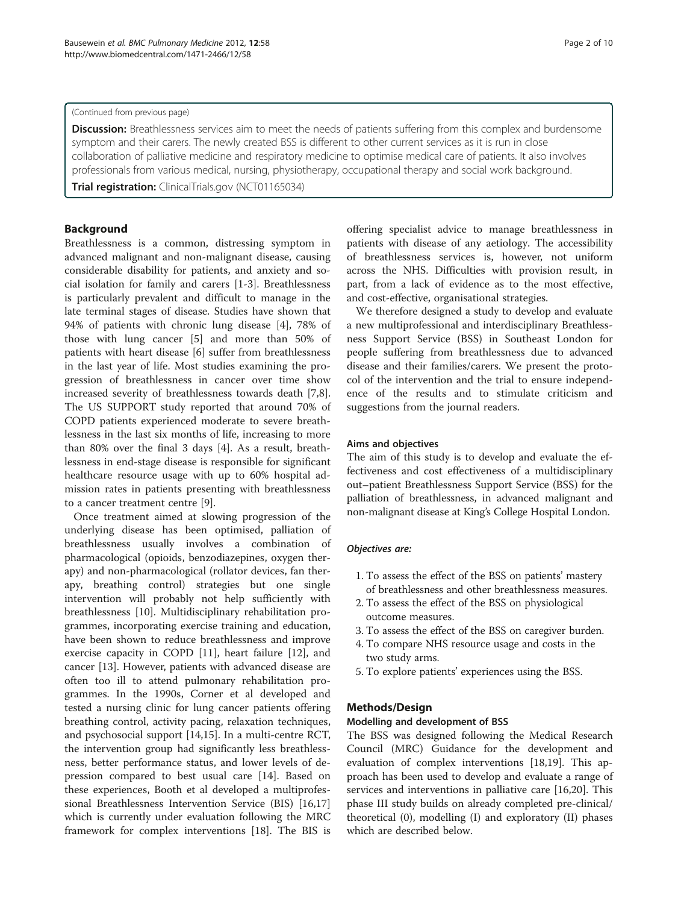(Continued from previous page)

**Discussion:** Breathlessness services aim to meet the needs of patients suffering from this complex and burdensome symptom and their carers. The newly created BSS is different to other current services as it is run in close collaboration of palliative medicine and respiratory medicine to optimise medical care of patients. It also involves professionals from various medical, nursing, physiotherapy, occupational therapy and social work background.

**Trial registration:** ClinicalTrials.gov (NCT01165034)

## Background

Breathlessness is a common, distressing symptom in advanced malignant and non-malignant disease, causing considerable disability for patients, and anxiety and social isolation for family and carers [1-3]. Breathlessness is particularly prevalent and difficult to manage in the late terminal stages of disease. Studies have shown that 94% of patients with chronic lung disease [4], 78% of those with lung cancer [5] and more than 50% of patients with heart disease [6] suffer from breathlessness in the last year of life. Most studies examining the progression of breathlessness in cancer over time show increased severity of breathlessness towards death [7,8]. The US SUPPORT study reported that around 70% of COPD patients experienced moderate to severe breathlessness in the last six months of life, increasing to more than 80% over the final 3 days [4]. As a result, breathlessness in end-stage disease is responsible for significant healthcare resource usage with up to 60% hospital admission rates in patients presenting with breathlessness to a cancer treatment centre [9].

Once treatment aimed at slowing progression of the underlying disease has been optimised, palliation of breathlessness usually involves a combination of pharmacological (opioids, benzodiazepines, oxygen therapy) and non-pharmacological (rollator devices, fan therapy, breathing control) strategies but one single intervention will probably not help sufficiently with breathlessness [10]. Multidisciplinary rehabilitation programmes, incorporating exercise training and education, have been shown to reduce breathlessness and improve exercise capacity in COPD [11], heart failure [12], and cancer [13]. However, patients with advanced disease are often too ill to attend pulmonary rehabilitation programmes. In the 1990s, Corner et al developed and tested a nursing clinic for lung cancer patients offering breathing control, activity pacing, relaxation techniques, and psychosocial support [14,15]. In a multi-centre RCT, the intervention group had significantly less breathlessness, better performance status, and lower levels of depression compared to best usual care [14]. Based on these experiences, Booth et al developed a multiprofessional Breathlessness Intervention Service (BIS) [16,17] which is currently under evaluation following the MRC framework for complex interventions [18]. The BIS is offering specialist advice to manage breathlessness in patients with disease of any aetiology. The accessibility of breathlessness services is, however, not uniform across the NHS. Difficulties with provision result, in part, from a lack of evidence as to the most effective, and cost-effective, organisational strategies.

We therefore designed a study to develop and evaluate a new multiprofessional and interdisciplinary Breathlessness Support Service (BSS) in Southeast London for people suffering from breathlessness due to advanced disease and their families/carers. We present the protocol of the intervention and the trial to ensure independence of the results and to stimulate criticism and suggestions from the journal readers.

### Aims and objectives

The aim of this study is to develop and evaluate the effectiveness and cost effectiveness of a multidisciplinary out–patient Breathlessness Support Service (BSS) for the palliation of breathlessness, in advanced malignant and non-malignant disease at King's College Hospital London.

#### *Objectives are:*

1. To assess the effect of the BSS on patients' mastery of breathlessness and other breathlessness measures.
2. To assess the effect of the BSS on physiological outcome measures.
3. To assess the effect of the BSS on caregiver burden.
4. To compare NHS resource usage and costs in the two study arms.
5. To explore patients' experiences using the BSS.

## Methods/Design

### Modelling and development of BSS

The BSS was designed following the Medical Research Council (MRC) Guidance for the development and evaluation of complex interventions [18,19]. This approach has been used to develop and evaluate a range of services and interventions in palliative care [16,20]. This phase III study builds on already completed pre-clinical/ theoretical (0), modelling (I) and exploratory (II) phases which are described below.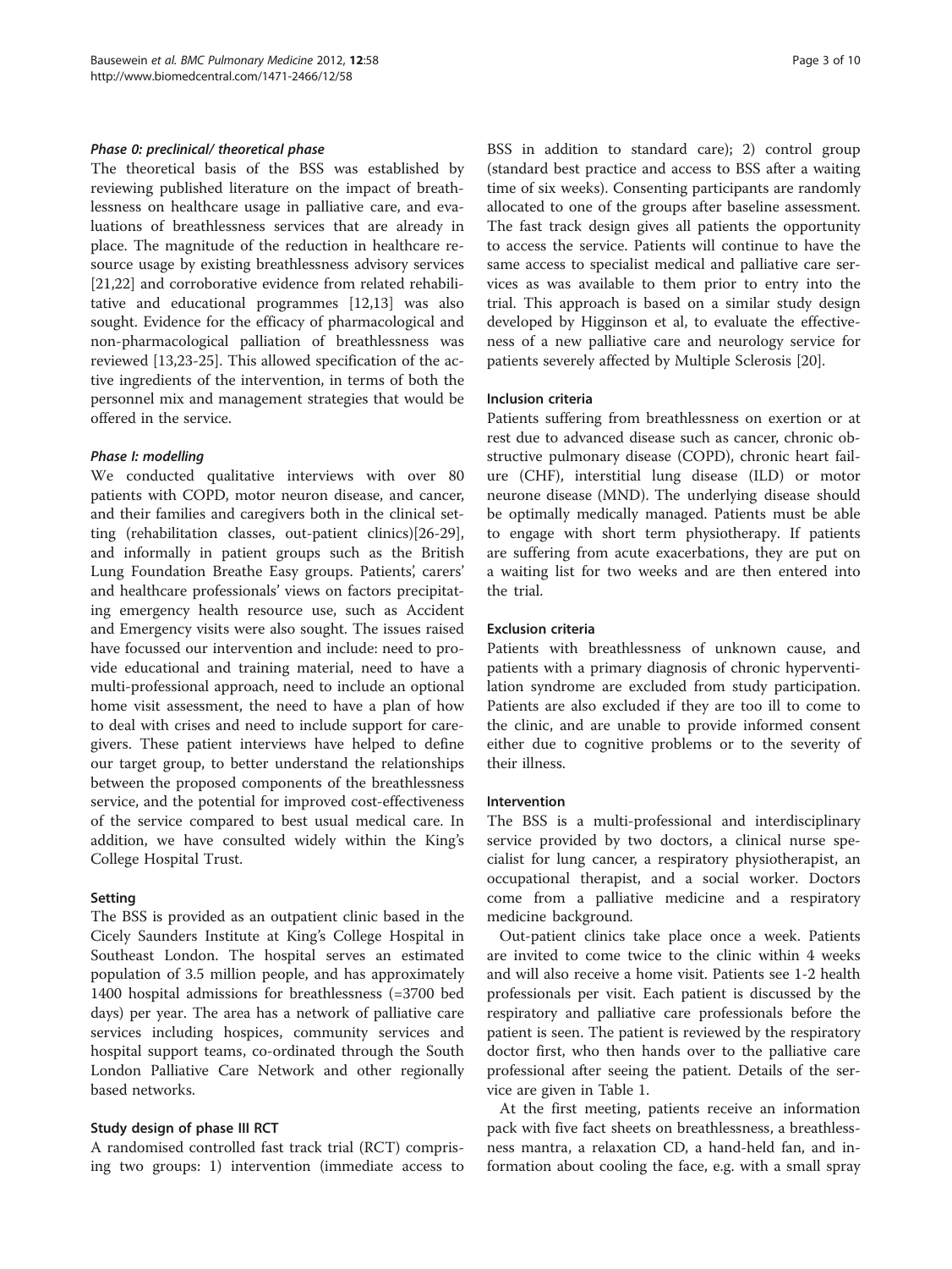#### *Phase 0: preclinical/ theoretical phase*

The theoretical basis of the BSS was established by reviewing published literature on the impact of breathlessness on healthcare usage in palliative care, and evaluations of breathlessness services that are already in place. The magnitude of the reduction in healthcare resource usage by existing breathlessness advisory services [21,22] and corroborative evidence from related rehabilitative and educational programmes [12,13] was also sought. Evidence for the efficacy of pharmacological and non-pharmacological palliation of breathlessness was reviewed [13,23-25]. This allowed specification of the active ingredients of the intervention, in terms of both the personnel mix and management strategies that would be offered in the service.

#### *Phase I: modelling*

We conducted qualitative interviews with over 80 patients with COPD, motor neuron disease, and cancer, and their families and caregivers both in the clinical setting (rehabilitation classes, out-patient clinics)[26-29], and informally in patient groups such as the British Lung Foundation Breathe Easy groups. Patients', carers' and healthcare professionals' views on factors precipitating emergency health resource use, such as Accident and Emergency visits were also sought. The issues raised have focussed our intervention and include: need to provide educational and training material, need to have a multi-professional approach, need to include an optional home visit assessment, the need to have a plan of how to deal with crises and need to include support for caregivers. These patient interviews have helped to define our target group, to better understand the relationships between the proposed components of the breathlessness service, and the potential for improved cost-effectiveness of the service compared to best usual medical care. In addition, we have consulted widely within the King's College Hospital Trust.

### Setting

The BSS is provided as an outpatient clinic based in the Cicely Saunders Institute at King's College Hospital in Southeast London. The hospital serves an estimated population of 3.5 million people, and has approximately 1400 hospital admissions for breathlessness (=3700 bed days) per year. The area has a network of palliative care services including hospices, community services and hospital support teams, co-ordinated through the South London Palliative Care Network and other regionally based networks.

### Study design of phase III RCT

A randomised controlled fast track trial (RCT) comprising two groups: 1) intervention (immediate access to BSS in addition to standard care); 2) control group (standard best practice and access to BSS after a waiting time of six weeks). Consenting participants are randomly allocated to one of the groups after baseline assessment. The fast track design gives all patients the opportunity to access the service. Patients will continue to have the same access to specialist medical and palliative care services as was available to them prior to entry into the trial. This approach is based on a similar study design developed by Higginson et al, to evaluate the effectiveness of a new palliative care and neurology service for patients severely affected by Multiple Sclerosis [20].

### Inclusion criteria

Patients suffering from breathlessness on exertion or at rest due to advanced disease such as cancer, chronic obstructive pulmonary disease (COPD), chronic heart failure (CHF), interstitial lung disease (ILD) or motor neurone disease (MND). The underlying disease should be optimally medically managed. Patients must be able to engage with short term physiotherapy. If patients are suffering from acute exacerbations, they are put on a waiting list for two weeks and are then entered into the trial.

### Exclusion criteria

Patients with breathlessness of unknown cause, and patients with a primary diagnosis of chronic hyperventilation syndrome are excluded from study participation. Patients are also excluded if they are too ill to come to the clinic, and are unable to provide informed consent either due to cognitive problems or to the severity of their illness.

### Intervention

The BSS is a multi-professional and interdisciplinary service provided by two doctors, a clinical nurse specialist for lung cancer, a respiratory physiotherapist, an occupational therapist, and a social worker. Doctors come from a palliative medicine and a respiratory medicine background.

Out-patient clinics take place once a week. Patients are invited to come twice to the clinic within 4 weeks and will also receive a home visit. Patients see 1-2 health professionals per visit. Each patient is discussed by the respiratory and palliative care professionals before the patient is seen. The patient is reviewed by the respiratory doctor first, who then hands over to the palliative care professional after seeing the patient. Details of the service are given in Table 1.

At the first meeting, patients receive an information pack with five fact sheets on breathlessness, a breathlessness mantra, a relaxation CD, a hand-held fan, and information about cooling the face, e.g. with a small spray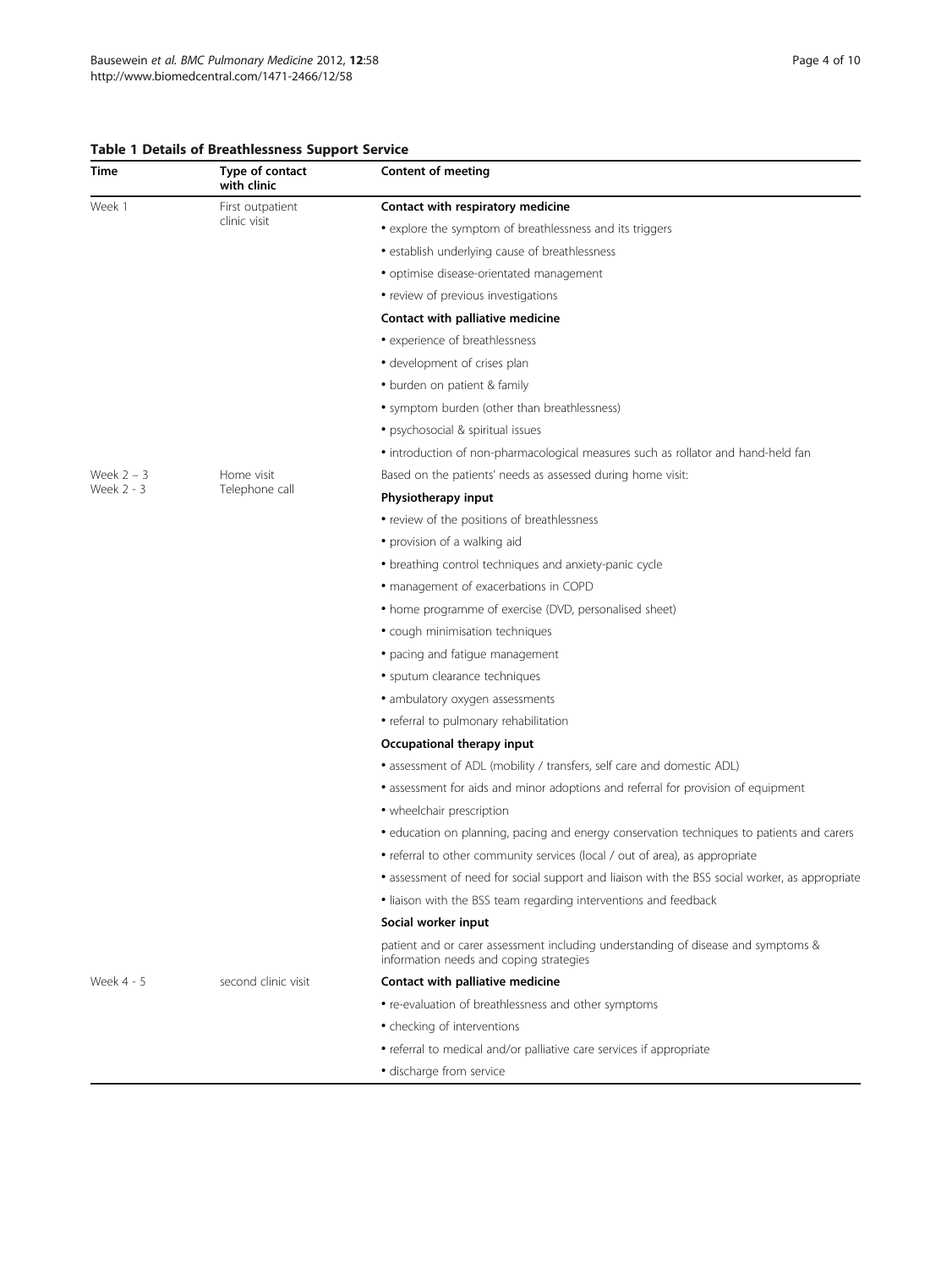**Table 1 Details of Breathlessness Support Service**

| Time | Type of contact with clinic | Content of meeting |
| --- | --- | --- |
| Week 1 | First outpatient clinic visit | **Contact with respiratory medicine** |
| | | • explore the symptom of breathlessness and its triggers |
| | | • establish underlying cause of breathlessness |
| | | • optimise disease-orientated management |
| | | • review of previous investigations |
| | | **Contact with palliative medicine** |
| | | • experience of breathlessness |
| | | • development of crises plan |
| | | • burden on patient & family |
| | | • symptom burden (other than breathlessness) |
| | | • psychosocial & spiritual issues |
| | | • introduction of non-pharmacological measures such as rollator and hand-held fan |
| Week 2 – 3<br>Week 2 - 3 | Home visit<br>Telephone call | Based on the patients' needs as assessed during home visit: |
| | | **Physiotherapy input** |
| | | • review of the positions of breathlessness |
| | | • provision of a walking aid |
| | | • breathing control techniques and anxiety-panic cycle |
| | | • management of exacerbations in COPD |
| | | • home programme of exercise (DVD, personalised sheet) |
| | | • cough minimisation techniques |
| | | • pacing and fatigue management |
| | | • sputum clearance techniques |
| | | • ambulatory oxygen assessments |
| | | • referral to pulmonary rehabilitation |
| | | **Occupational therapy input** |
| | | • assessment of ADL (mobility / transfers, self care and domestic ADL) |
| | | • assessment for aids and minor adoptions and referral for provision of equipment |
| | | • wheelchair prescription |
| | | • education on planning, pacing and energy conservation techniques to patients and carers |
| | | • referral to other community services (local / out of area), as appropriate |
| | | • assessment of need for social support and liaison with the BSS social worker, as appropriate |
| | | • liaison with the BSS team regarding interventions and feedback |
| | | **Social worker input** |
| | | patient and or carer assessment including understanding of disease and symptoms & information needs and coping strategies |
| Week 4 - 5 | second clinic visit | **Contact with palliative medicine** |
| | | • re-evaluation of breathlessness and other symptoms |
| | | • checking of interventions |
| | | • referral to medical and/or palliative care services if appropriate |
| | | • discharge from service |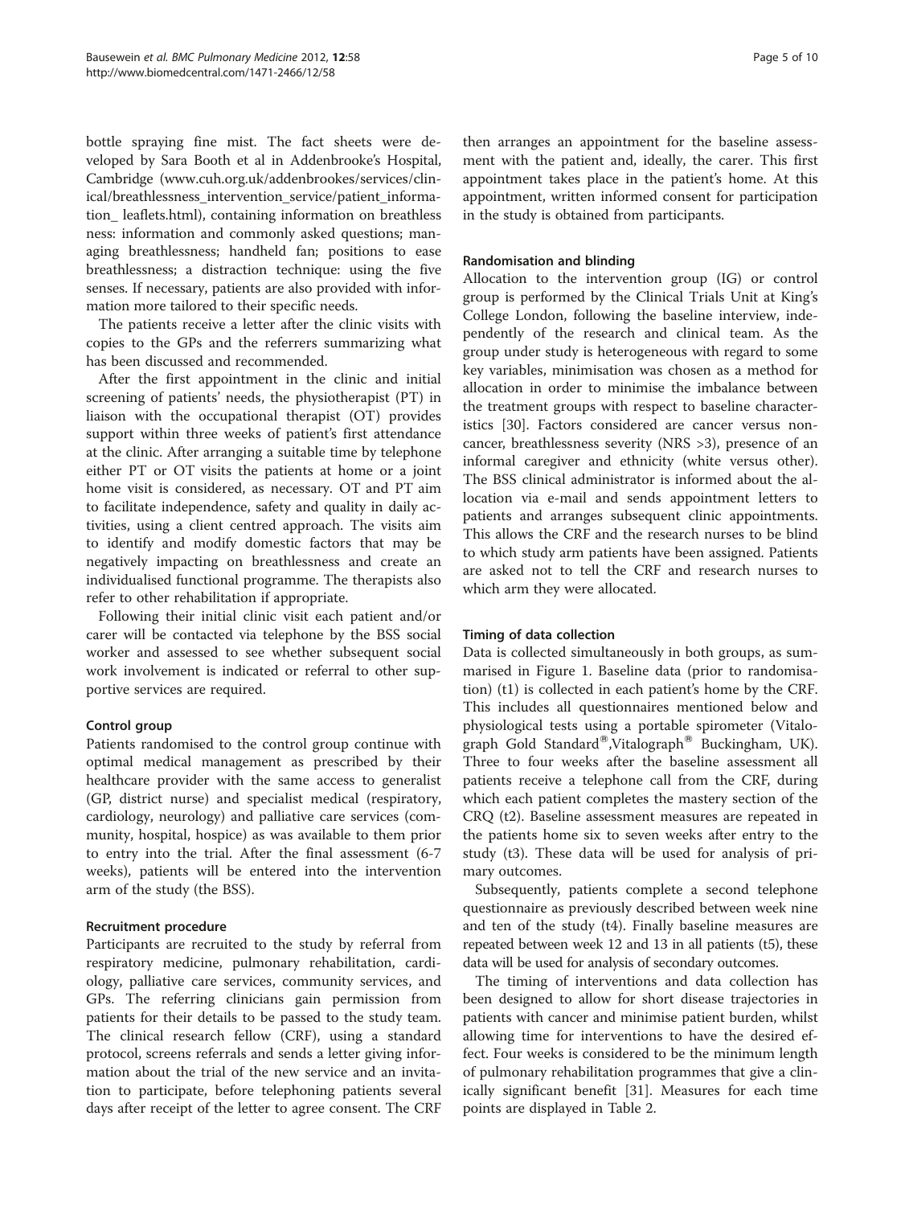bottle spraying fine mist. The fact sheets were developed by Sara Booth et al in Addenbrooke's Hospital, Cambridge (www.cuh.org.uk/addenbrookes/services/clinical/breathlessness_intervention_service/patient_information_ leaflets.html), containing information on breathless ness: information and commonly asked questions; managing breathlessness; handheld fan; positions to ease breathlessness; a distraction technique: using the five senses. If necessary, patients are also provided with information more tailored to their specific needs.

The patients receive a letter after the clinic visits with copies to the GPs and the referrers summarizing what has been discussed and recommended.

After the first appointment in the clinic and initial screening of patients' needs, the physiotherapist (PT) in liaison with the occupational therapist (OT) provides support within three weeks of patient's first attendance at the clinic. After arranging a suitable time by telephone either PT or OT visits the patients at home or a joint home visit is considered, as necessary. OT and PT aim to facilitate independence, safety and quality in daily activities, using a client centred approach. The visits aim to identify and modify domestic factors that may be negatively impacting on breathlessness and create an individualised functional programme. The therapists also refer to other rehabilitation if appropriate.

Following their initial clinic visit each patient and/or carer will be contacted via telephone by the BSS social worker and assessed to see whether subsequent social work involvement is indicated or referral to other supportive services are required.

### Control group

Patients randomised to the control group continue with optimal medical management as prescribed by their healthcare provider with the same access to generalist (GP, district nurse) and specialist medical (respiratory, cardiology, neurology) and palliative care services (community, hospital, hospice) as was available to them prior to entry into the trial. After the final assessment (6-7 weeks), patients will be entered into the intervention arm of the study (the BSS).

### Recruitment procedure

Participants are recruited to the study by referral from respiratory medicine, pulmonary rehabilitation, cardiology, palliative care services, community services, and GPs. The referring clinicians gain permission from patients for their details to be passed to the study team. The clinical research fellow (CRF), using a standard protocol, screens referrals and sends a letter giving information about the trial of the new service and an invitation to participate, before telephoning patients several days after receipt of the letter to agree consent. The CRF then arranges an appointment for the baseline assessment with the patient and, ideally, the carer. This first appointment takes place in the patient's home. At this appointment, written informed consent for participation in the study is obtained from participants.

### Randomisation and blinding

Allocation to the intervention group (IG) or control group is performed by the Clinical Trials Unit at King's College London, following the baseline interview, independently of the research and clinical team. As the group under study is heterogeneous with regard to some key variables, minimisation was chosen as a method for allocation in order to minimise the imbalance between the treatment groups with respect to baseline characteristics [30]. Factors considered are cancer versus non-cancer, breathlessness severity (NRS >3), presence of an informal caregiver and ethnicity (white versus other). The BSS clinical administrator is informed about the allocation via e-mail and sends appointment letters to patients and arranges subsequent clinic appointments. This allows the CRF and the research nurses to be blind to which study arm patients have been assigned. Patients are asked not to tell the CRF and research nurses to which arm they were allocated.

### Timing of data collection

Data is collected simultaneously in both groups, as summarised in Figure 1. Baseline data (prior to randomisation) (t1) is collected in each patient's home by the CRF. This includes all questionnaires mentioned below and physiological tests using a portable spirometer (Vitalograph Gold Standard®,Vitalograph® Buckingham, UK). Three to four weeks after the baseline assessment all patients receive a telephone call from the CRF, during which each patient completes the mastery section of the CRQ (t2). Baseline assessment measures are repeated in the patients home six to seven weeks after entry to the study (t3). These data will be used for analysis of primary outcomes.

Subsequently, patients complete a second telephone questionnaire as previously described between week nine and ten of the study (t4). Finally baseline measures are repeated between week 12 and 13 in all patients (t5), these data will be used for analysis of secondary outcomes.

The timing of interventions and data collection has been designed to allow for short disease trajectories in patients with cancer and minimise patient burden, whilst allowing time for interventions to have the desired effect. Four weeks is considered to be the minimum length of pulmonary rehabilitation programmes that give a clinically significant benefit [31]. Measures for each time points are displayed in Table 2.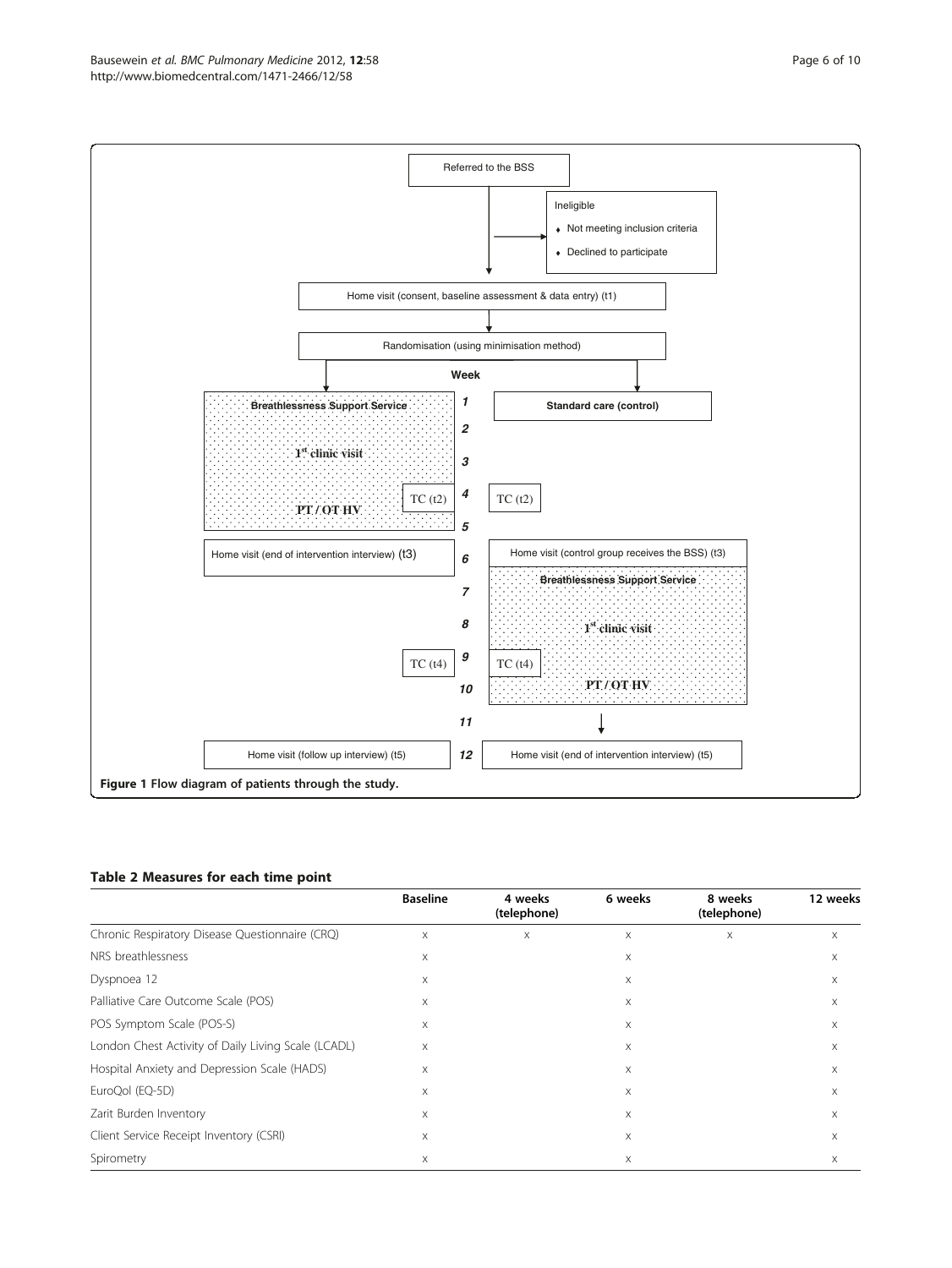Referred to the BSS

Ineligible

- Not meeting inclusion criteria
- Declined to participate

Home visit (consent, baseline assessment & data entry) (t1)

Randomisation (using minimisation method)

| Breathlessness Support Service | Week | Standard care (control) |
|---|---|---|
| **Breathlessness Support Service** | 1 | **Standard care (control)** |
| | 2 | |
| 1[st] clinic visit | 3 | |
| PT / OT HV; TC (t2) | 4 | TC (t2) |
| | 5 | |
| Home visit (end of intervention interview) (t3) | 6 | Home visit (control group receives the BSS) (t3) |
| | 7 | **Breathlessness Support Service** |
| | 8 | 1[st] clinic visit |
| TC (t4) | 9 | TC (t4) |
| | 10 | PT / OT HV |
| | 11 | |
| Home visit (follow up interview) (t5) | 12 | Home visit (end of intervention interview) (t5) |

**Figure 1** Flow diagram of patients through the study.

**Table 2 Measures for each time point**

| | Baseline | 4 weeks (telephone) | 6 weeks | 8 weeks (telephone) | 12 weeks |
|---|---|---|---|---|---|
| Chronic Respiratory Disease Questionnaire (CRQ) | x | x | x | x | x |
| NRS breathlessness | x | | x | | x |
| Dyspnoea 12 | x | | x | | x |
| Palliative Care Outcome Scale (POS) | x | | x | | x |
| POS Symptom Scale (POS-S) | x | | x | | x |
| London Chest Activity of Daily Living Scale (LCADL) | x | | x | | x |
| Hospital Anxiety and Depression Scale (HADS) | x | | x | | x |
| EuroQol (EQ-5D) | x | | x | | x |
| Zarit Burden Inventory | x | | x | | x |
| Client Service Receipt Inventory (CSRI) | x | | x | | x |
| Spirometry | x | | x | | x |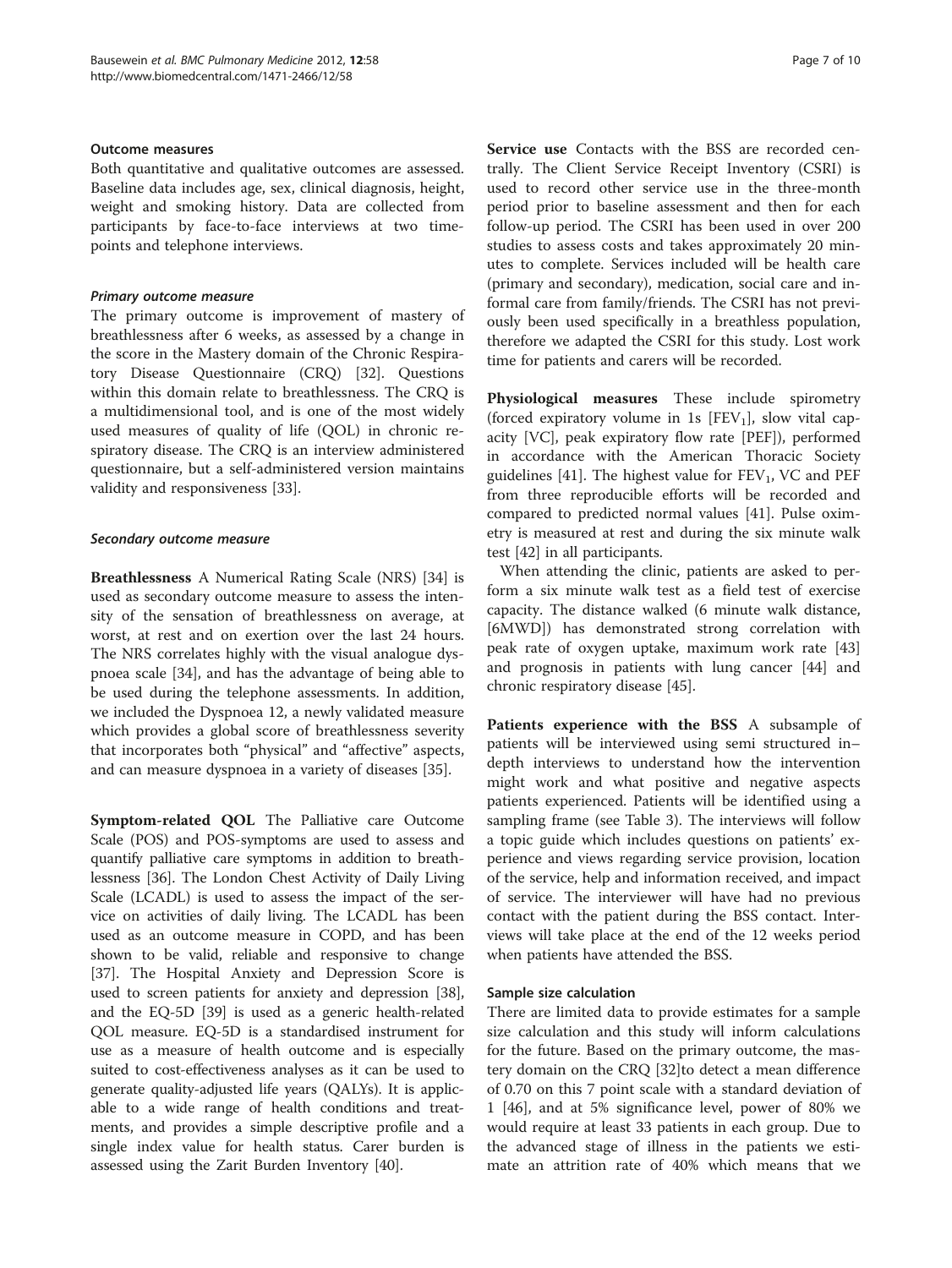### Outcome measures

Both quantitative and qualitative outcomes are assessed. Baseline data includes age, sex, clinical diagnosis, height, weight and smoking history. Data are collected from participants by face-to-face interviews at two time-points and telephone interviews.

#### *Primary outcome measure*

The primary outcome is improvement of mastery of breathlessness after 6 weeks, as assessed by a change in the score in the Mastery domain of the Chronic Respiratory Disease Questionnaire (CRQ) [32]. Questions within this domain relate to breathlessness. The CRQ is a multidimensional tool, and is one of the most widely used measures of quality of life (QOL) in chronic respiratory disease. The CRQ is an interview administered questionnaire, but a self-administered version maintains validity and responsiveness [33].

#### *Secondary outcome measure*

**Breathlessness** A Numerical Rating Scale (NRS) [34] is used as secondary outcome measure to assess the intensity of the sensation of breathlessness on average, at worst, at rest and on exertion over the last 24 hours. The NRS correlates highly with the visual analogue dyspnoea scale [34], and has the advantage of being able to be used during the telephone assessments. In addition, we included the Dyspnoea 12, a newly validated measure which provides a global score of breathlessness severity that incorporates both "physical" and "affective" aspects, and can measure dyspnoea in a variety of diseases [35].

**Symptom-related QOL** The Palliative care Outcome Scale (POS) and POS-symptoms are used to assess and quantify palliative care symptoms in addition to breathlessness [36]. The London Chest Activity of Daily Living Scale (LCADL) is used to assess the impact of the service on activities of daily living. The LCADL has been used as an outcome measure in COPD, and has been shown to be valid, reliable and responsive to change [37]. The Hospital Anxiety and Depression Score is used to screen patients for anxiety and depression [38], and the EQ-5D [39] is used as a generic health-related QOL measure. EQ-5D is a standardised instrument for use as a measure of health outcome and is especially suited to cost-effectiveness analyses as it can be used to generate quality-adjusted life years (QALYs). It is applicable to a wide range of health conditions and treatments, and provides a simple descriptive profile and a single index value for health status. Carer burden is assessed using the Zarit Burden Inventory [40].

**Service use** Contacts with the BSS are recorded centrally. The Client Service Receipt Inventory (CSRI) is used to record other service use in the three-month period prior to baseline assessment and then for each follow-up period. The CSRI has been used in over 200 studies to assess costs and takes approximately 20 minutes to complete. Services included will be health care (primary and secondary), medication, social care and informal care from family/friends. The CSRI has not previously been used specifically in a breathless population, therefore we adapted the CSRI for this study. Lost work time for patients and carers will be recorded.

**Physiological measures** These include spirometry (forced expiratory volume in 1s [$FEV_1$], slow vital capacity [VC], peak expiratory flow rate [PEF]), performed in accordance with the American Thoracic Society guidelines [41]. The highest value for $FEV_1$, VC and PEF from three reproducible efforts will be recorded and compared to predicted normal values [41]. Pulse oximetry is measured at rest and during the six minute walk test [42] in all participants.

When attending the clinic, patients are asked to perform a six minute walk test as a field test of exercise capacity. The distance walked (6 minute walk distance, [6MWD]) has demonstrated strong correlation with peak rate of oxygen uptake, maximum work rate [43] and prognosis in patients with lung cancer [44] and chronic respiratory disease [45].

**Patients experience with the BSS** A subsample of patients will be interviewed using semi structured in–depth interviews to understand how the intervention might work and what positive and negative aspects patients experienced. Patients will be identified using a sampling frame (see Table 3). The interviews will follow a topic guide which includes questions on patients' experience and views regarding service provision, location of the service, help and information received, and impact of service. The interviewer will have had no previous contact with the patient during the BSS contact. Interviews will take place at the end of the 12 weeks period when patients have attended the BSS.

### Sample size calculation

There are limited data to provide estimates for a sample size calculation and this study will inform calculations for the future. Based on the primary outcome, the mastery domain on the CRQ [32]to detect a mean difference of 0.70 on this 7 point scale with a standard deviation of 1 [46], and at 5% significance level, power of 80% we would require at least 33 patients in each group. Due to the advanced stage of illness in the patients we estimate an attrition rate of 40% which means that we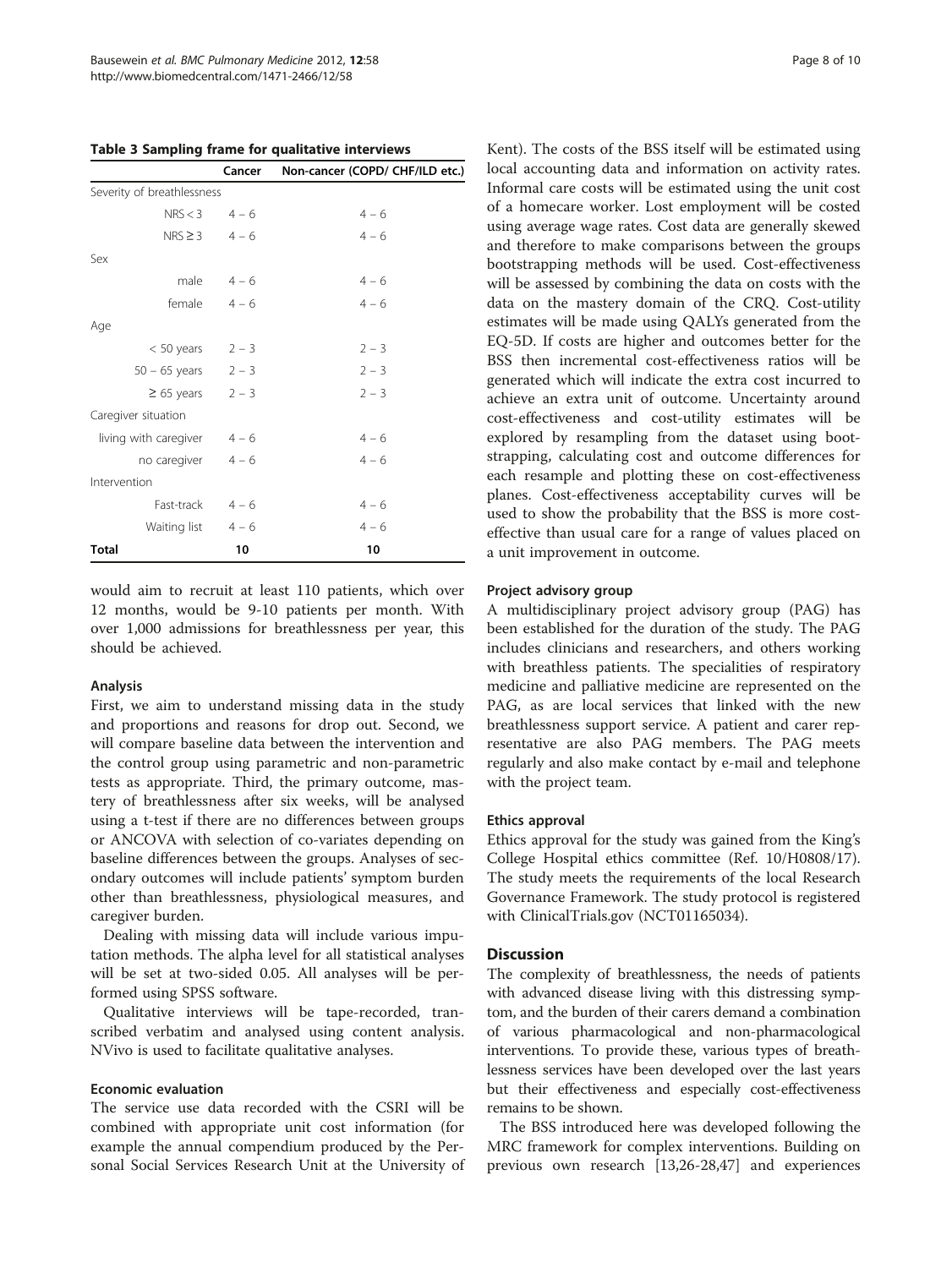**Table 3 Sampling frame for qualitative interviews**

| | Cancer | Non-cancer (COPD/ CHF/ILD etc.) |
|---|---|---|
| Severity of breathlessness | | |
| NRS < 3 | 4 – 6 | 4 – 6 |
| NRS ≥ 3 | 4 – 6 | 4 – 6 |
| Sex | | |
| male | 4 – 6 | 4 – 6 |
| female | 4 – 6 | 4 – 6 |
| Age | | |
| < 50 years | 2 – 3 | 2 – 3 |
| 50 – 65 years | 2 – 3 | 2 – 3 |
| ≥ 65 years | 2 – 3 | 2 – 3 |
| Caregiver situation | | |
| living with caregiver | 4 – 6 | 4 – 6 |
| no caregiver | 4 – 6 | 4 – 6 |
| Intervention | | |
| Fast-track | 4 – 6 | 4 – 6 |
| Waiting list | 4 – 6 | 4 – 6 |
| **Total** | 10 | 10 |

would aim to recruit at least 110 patients, which over 12 months, would be 9-10 patients per month. With over 1,000 admissions for breathlessness per year, this should be achieved.

### Analysis

First, we aim to understand missing data in the study and proportions and reasons for drop out. Second, we will compare baseline data between the intervention and the control group using parametric and non-parametric tests as appropriate. Third, the primary outcome, mastery of breathlessness after six weeks, will be analysed using a t-test if there are no differences between groups or ANCOVA with selection of co-variates depending on baseline differences between the groups. Analyses of secondary outcomes will include patients' symptom burden other than breathlessness, physiological measures, and caregiver burden.

Dealing with missing data will include various imputation methods. The alpha level for all statistical analyses will be set at two-sided 0.05. All analyses will be performed using SPSS software.

Qualitative interviews will be tape-recorded, transcribed verbatim and analysed using content analysis. NVivo is used to facilitate qualitative analyses.

### Economic evaluation

The service use data recorded with the CSRI will be combined with appropriate unit cost information (for example the annual compendium produced by the Personal Social Services Research Unit at the University of Kent). The costs of the BSS itself will be estimated using local accounting data and information on activity rates. Informal care costs will be estimated using the unit cost of a homecare worker. Lost employment will be costed using average wage rates. Cost data are generally skewed and therefore to make comparisons between the groups bootstrapping methods will be used. Cost-effectiveness will be assessed by combining the data on costs with the data on the mastery domain of the CRQ. Cost-utility estimates will be made using QALYs generated from the EQ-5D. If costs are higher and outcomes better for the BSS then incremental cost-effectiveness ratios will be generated which will indicate the extra cost incurred to achieve an extra unit of outcome. Uncertainty around cost-effectiveness and cost-utility estimates will be explored by resampling from the dataset using bootstrapping, calculating cost and outcome differences for each resample and plotting these on cost-effectiveness planes. Cost-effectiveness acceptability curves will be used to show the probability that the BSS is more cost-effective than usual care for a range of values placed on a unit improvement in outcome.

### Project advisory group

A multidisciplinary project advisory group (PAG) has been established for the duration of the study. The PAG includes clinicians and researchers, and others working with breathless patients. The specialities of respiratory medicine and palliative medicine are represented on the PAG, as are local services that linked with the new breathlessness support service. A patient and carer representative are also PAG members. The PAG meets regularly and also make contact by e-mail and telephone with the project team.

### Ethics approval

Ethics approval for the study was gained from the King's College Hospital ethics committee (Ref. 10/H0808/17). The study meets the requirements of the local Research Governance Framework. The study protocol is registered with ClinicalTrials.gov (NCT01165034).

## Discussion

The complexity of breathlessness, the needs of patients with advanced disease living with this distressing symptom, and the burden of their carers demand a combination of various pharmacological and non-pharmacological interventions. To provide these, various types of breathlessness services have been developed over the last years but their effectiveness and especially cost-effectiveness remains to be shown.

The BSS introduced here was developed following the MRC framework for complex interventions. Building on previous own research [13,26-28,47] and experiences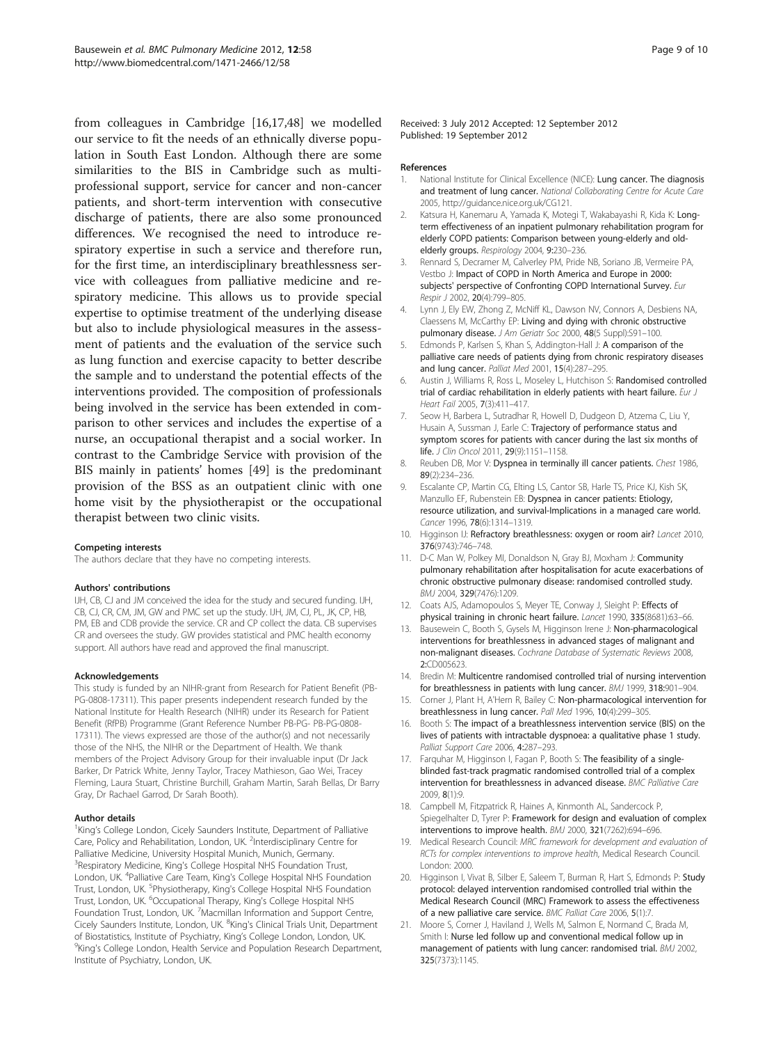from colleagues in Cambridge [16,17,48] we modelled our service to fit the needs of an ethnically diverse population in South East London. Although there are some similarities to the BIS in Cambridge such as multi-professional support, service for cancer and non-cancer patients, and short-term intervention with consecutive discharge of patients, there are also some pronounced differences. We recognised the need to introduce respiratory expertise in such a service and therefore run, for the first time, an interdisciplinary breathlessness service with colleagues from palliative medicine and respiratory medicine. This allows us to provide special expertise to optimise treatment of the underlying disease but also to include physiological measures in the assessment of patients and the evaluation of the service such as lung function and exercise capacity to better describe the sample and to understand the potential effects of the interventions provided. The composition of professionals being involved in the service has been extended in comparison to other services and includes the expertise of a nurse, an occupational therapist and a social worker. In contrast to the Cambridge Service with provision of the BIS mainly in patients' homes [49] is the predominant provision of the BSS as an outpatient clinic with one home visit by the physiotherapist or the occupational therapist between two clinic visits.

#### Competing interests

The authors declare that they have no competing interests.

#### Authors' contributions

IJH, CB, CJ and JM conceived the idea for the study and secured funding. IJH, CB, CJ, CR, CM, JM, GW and PMC set up the study. IJH, JM, CJ, PL, JK, CP, HB, PM, EB and CDB provide the service. CR and CP collect the data. CB supervises CR and oversees the study. GW provides statistical and PMC health economy support. All authors have read and approved the final manuscript.

#### Acknowledgements

This study is funded by an NIHR-grant from Research for Patient Benefit (PB-PG-0808-17311). This paper presents independent research funded by the National Institute for Health Research (NIHR) under its Research for Patient Benefit (RfPB) Programme (Grant Reference Number PB-PG- PB-PG-0808-17311). The views expressed are those of the author(s) and not necessarily those of the NHS, the NIHR or the Department of Health. We thank members of the Project Advisory Group for their invaluable input (Dr Jack Barker, Dr Patrick White, Jenny Taylor, Tracey Mathieson, Gao Wei, Tracey Fleming, Laura Stuart, Christine Burchill, Graham Martin, Sarah Bellas, Dr Barry Gray, Dr Rachael Garrod, Dr Sarah Booth).

#### Author details

[1]King's College London, Cicely Saunders Institute, Department of Palliative Care, Policy and Rehabilitation, London, UK. [2]Interdisciplinary Centre for Palliative Medicine, University Hospital Munich, Munich, Germany. [3]Respiratory Medicine, King's College Hospital NHS Foundation Trust, London, UK. [4]Palliative Care Team, King's College Hospital NHS Foundation Trust, London, UK. [5]Physiotherapy, King's College Hospital NHS Foundation Trust, London, UK. [6]Occupational Therapy, King's College Hospital NHS Foundation Trust, London, UK. [7]Macmillan Information and Support Centre, Cicely Saunders Institute, London, UK. [8]King's Clinical Trials Unit, Department of Biostatistics, Institute of Psychiatry, King's College London, London, UK. [9]King's College London, Health Service and Population Research Department, Institute of Psychiatry, London, UK.

Received: 3 July 2012 Accepted: 12 September 2012
Published: 19 September 2012

#### References

1. National Institute for Clinical Excellence (NICE): **Lung cancer. The diagnosis and treatment of lung cancer.** *National Collaborating Centre for Acute Care* 2005, http://guidance.nice.org.uk/CG121.
2. Katsura H, Kanemaru A, Yamada K, Motegi T, Wakabayashi R, Kida K: **Long-term effectiveness of an inpatient pulmonary rehabilitation program for elderly COPD patients: Comparison between young-elderly and old-elderly groups.** *Respirology* 2004, **9:**230–236.
3. Rennard S, Decramer M, Calverley PM, Pride NB, Soriano JB, Vermeire PA, Vestbo J: **Impact of COPD in North America and Europe in 2000: subjects' perspective of Confronting COPD International Survey.** *Eur Respir J* 2002, **20**(4):799–805.
4. Lynn J, Ely EW, Zhong Z, McNiff KL, Dawson NV, Connors A, Desbiens NA, Claessens M, McCarthy EP: **Living and dying with chronic obstructive pulmonary disease.** *J Am Geriatr Soc* 2000, **48**(5 Suppl):S91–100.
5. Edmonds P, Karlsen S, Khan S, Addington-Hall J: **A comparison of the palliative care needs of patients dying from chronic respiratory diseases and lung cancer.** *Palliat Med* 2001, **15**(4):287–295.
6. Austin J, Williams R, Ross L, Moseley L, Hutchison S: **Randomised controlled trial of cardiac rehabilitation in elderly patients with heart failure.** *Eur J Heart Fail* 2005, **7**(3):411–417.
7. Seow H, Barbera L, Sutradhar R, Howell D, Dudgeon D, Atzema C, Liu Y, Husain A, Sussman J, Earle C: **Trajectory of performance status and symptom scores for patients with cancer during the last six months of life.** *J Clin Oncol* 2011, **29**(9):1151–1158.
8. Reuben DB, Mor V: **Dyspnea in terminally ill cancer patients.** *Chest* 1986, **89**(2):234–236.
9. Escalante CP, Martin CG, Elting LS, Cantor SB, Harle TS, Price KJ, Kish SK, Manzullo EF, Rubenstein EB: **Dyspnea in cancer patients: Etiology, resource utilization, and survival-Implications in a managed care world.** *Cancer* 1996, **78**(6):1314–1319.
10. Higginson IJ: **Refractory breathlessness: oxygen or room air?** *Lancet* 2010, **376**(9743):746–748.
11. D-C Man W, Polkey MI, Donaldson N, Gray BJ, Moxham J: **Community pulmonary rehabilitation after hospitalisation for acute exacerbations of chronic obstructive pulmonary disease: randomised controlled study.** *BMJ* 2004, **329**(7476):1209.
12. Coats AJS, Adamopoulos S, Meyer TE, Conway J, Sleight P: **Effects of physical training in chronic heart failure.** *Lancet* 1990, **335**(8681):63–66.
13. Bausewein C, Booth S, Gysels M, Higginson Irene J: **Non-pharmacological interventions for breathlessness in advanced stages of malignant and non-malignant diseases.** *Cochrane Database of Systematic Reviews* 2008, **2:**CD005623.
14. Bredin M: **Multicentre randomised controlled trial of nursing intervention for breathlessness in patients with lung cancer.** *BMJ* 1999, **318:**901–904.
15. Corner J, Plant H, A'Hern R, Bailey C: **Non-pharmacological intervention for breathlessness in lung cancer.** *Pall Med* 1996, **10**(4):299–305.
16. Booth S: **The impact of a breathlessness intervention service (BIS) on the lives of patients with intractable dyspnoea: a qualitative phase 1 study.** *Palliat Support Care* 2006, **4:**287–293.
17. Farquhar M, Higginson I, Fagan P, Booth S: **The feasibility of a single-blinded fast-track pragmatic randomised controlled trial of a complex intervention for breathlessness in advanced disease.** *BMC Palliative Care* 2009, **8**(1):9.
18. Campbell M, Fitzpatrick R, Haines A, Kinmonth AL, Sandercock P, Spiegelhalter D, Tyrer P: **Framework for design and evaluation of complex interventions to improve health.** *BMJ* 2000, **321**(7262):694–696.
19. Medical Research Council: *MRC framework for development and evaluation of RCTs for complex interventions to improve health*, Medical Research Council. London: 2000.
20. Higginson I, Vivat B, Silber E, Saleem T, Burman R, Hart S, Edmonds P: **Study protocol: delayed intervention randomised controlled trial within the Medical Research Council (MRC) Framework to assess the effectiveness of a new palliative care service.** *BMC Palliat Care* 2006, **5**(1):7.
21. Moore S, Corner J, Haviland J, Wells M, Salmon E, Normand C, Brada M, Smith I: **Nurse led follow up and conventional medical follow up in management of patients with lung cancer: randomised trial.** *BMJ* 2002, **325**(7373):1145.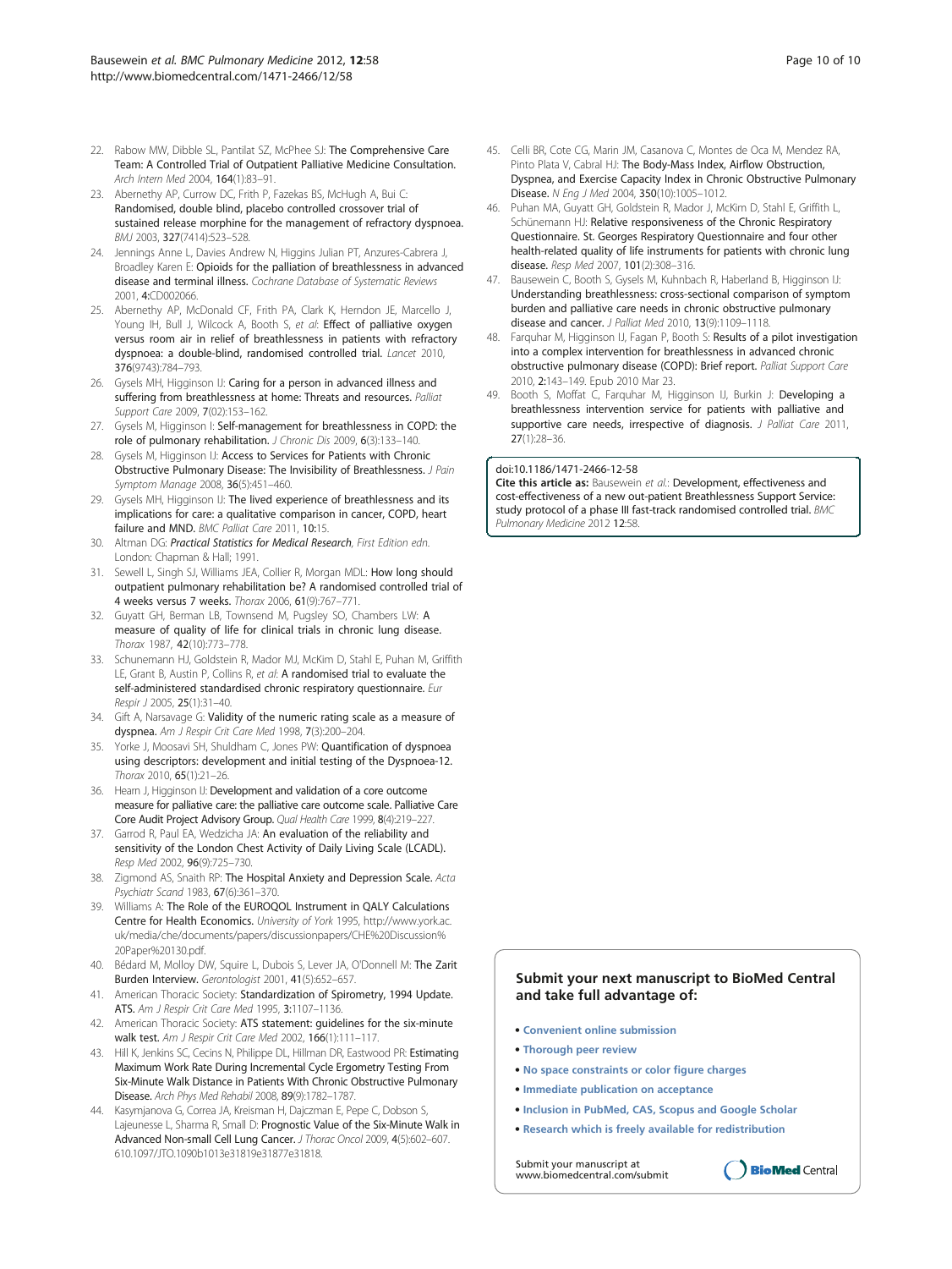22. Rabow MW, Dibble SL, Pantilat SZ, McPhee SJ: The Comprehensive Care Team: A Controlled Trial of Outpatient Palliative Medicine Consultation. *Arch Intern Med* 2004, **164**(1):83–91.
23. Abernethy AP, Currow DC, Frith P, Fazekas BS, McHugh A, Bui C: Randomised, double blind, placebo controlled crossover trial of sustained release morphine for the management of refractory dyspnoea. *BMJ* 2003, **327**(7414):523–528.
24. Jennings Anne L, Davies Andrew N, Higgins Julian PT, Anzures-Cabrera J, Broadley Karen E: Opioids for the palliation of breathlessness in advanced disease and terminal illness. *Cochrane Database of Systematic Reviews* 2001, **4**:CD002066.
25. Abernethy AP, McDonald CF, Frith PA, Clark K, Herndon JE, Marcello J, Young IH, Bull J, Wilcock A, Booth S, *et al*: Effect of palliative oxygen versus room air in relief of breathlessness in patients with refractory dyspnoea: a double-blind, randomised controlled trial. *Lancet* 2010, **376**(9743):784–793.
26. Gysels MH, Higginson IJ: Caring for a person in advanced illness and suffering from breathlessness at home: Threats and resources. *Palliat Support Care* 2009, **7**(02):153–162.
27. Gysels M, Higginson I: Self-management for breathlessness in COPD: the role of pulmonary rehabilitation. *J Chronic Dis* 2009, **6**(3):133–140.
28. Gysels M, Higginson IJ: Access to Services for Patients with Chronic Obstructive Pulmonary Disease: The Invisibility of Breathlessness. *J Pain Symptom Manage* 2008, **36**(5):451–460.
29. Gysels MH, Higginson IJ: The lived experience of breathlessness and its implications for care: a qualitative comparison in cancer, COPD, heart failure and MND. *BMC Palliat Care* 2011, **10**:15.
30. Altman DG: *Practical Statistics for Medical Research*, First Edition edn. London: Chapman & Hall; 1991.
31. Sewell L, Singh SJ, Williams JEA, Collier R, Morgan MDL: How long should outpatient pulmonary rehabilitation be? A randomised controlled trial of 4 weeks versus 7 weeks. *Thorax* 2006, **61**(9):767–771.
32. Guyatt GH, Berman LB, Townsend M, Pugsley SO, Chambers LW: A measure of quality of life for clinical trials in chronic lung disease. *Thorax* 1987, **42**(10):773–778.
33. Schunemann HJ, Goldstein R, Mador MJ, McKim D, Stahl E, Puhan M, Griffith LE, Grant B, Austin P, Collins R, *et al*: A randomised trial to evaluate the self-administered standardised chronic respiratory questionnaire. *Eur Respir J* 2005, **25**(1):31–40.
34. Gift A, Narsavage G: Validity of the numeric rating scale as a measure of dyspnea. *Am J Respir Crit Care Med* 1998, **7**(3):200–204.
35. Yorke J, Moosavi SH, Shuldham C, Jones PW: Quantification of dyspnoea using descriptors: development and initial testing of the Dyspnoea-12. *Thorax* 2010, **65**(1):21–26.
36. Hearn J, Higginson IJ: Development and validation of a core outcome measure for palliative care: the palliative care outcome scale. Palliative Care Core Audit Project Advisory Group. *Qual Health Care* 1999, **8**(4):219–227.
37. Garrod R, Paul EA, Wedzicha JA: An evaluation of the reliability and sensitivity of the London Chest Activity of Daily Living Scale (LCADL). *Resp Med* 2002, **96**(9):725–730.
38. Zigmond AS, Snaith RP: The Hospital Anxiety and Depression Scale. *Acta Psychiatr Scand* 1983, **67**(6):361–370.
39. Williams A: The Role of the EUROQOL Instrument in QALY Calculations Centre for Health Economics. *University of York* 1995, http://www.york.ac.uk/media/che/documents/papers/discussionpapers/CHE%20Discussion%20Paper%20130.pdf.
40. Bédard M, Molloy DW, Squire L, Dubois S, Lever JA, O'Donnell M: The Zarit Burden Interview. *Gerontologist* 2001, **41**(5):652–657.
41. American Thoracic Society: Standardization of Spirometry, 1994 Update. ATS. *Am J Respir Crit Care Med* 1995, **3**:1107–1136.
42. American Thoracic Society: ATS statement: guidelines for the six-minute walk test. *Am J Respir Crit Care Med* 2002, **166**(1):111–117.
43. Hill K, Jenkins SC, Cecins N, Philippe DL, Hillman DR, Eastwood PR: Estimating Maximum Work Rate During Incremental Cycle Ergometry Testing From Six-Minute Walk Distance in Patients With Chronic Obstructive Pulmonary Disease. *Arch Phys Med Rehabil* 2008, **89**(9):1782–1787.
44. Kasymjanova G, Correa JA, Kreisman H, Dajczman E, Pepe C, Dobson S, Lajeunesse L, Sharma R, Small D: Prognostic Value of the Six-Minute Walk in Advanced Non-small Cell Lung Cancer. *J Thorac Oncol* 2009, **4**(5):602–607. 610.1097/JTO.1090b1013e31819e31877e31818.
45. Celli BR, Cote CG, Marin JM, Casanova C, Montes de Oca M, Mendez RA, Pinto Plata V, Cabral HJ: The Body-Mass Index, Airflow Obstruction, Dyspnea, and Exercise Capacity Index in Chronic Obstructive Pulmonary Disease. *N Eng J Med* 2004, **350**(10):1005–1012.
46. Puhan MA, Guyatt GH, Goldstein R, Mador J, McKim D, Stahl E, Griffith L, Schünemann HJ: Relative responsiveness of the Chronic Respiratory Questionnaire. St. Georges Respiratory Questionnaire and four other health-related quality of life instruments for patients with chronic lung disease. *Resp Med* 2007, **101**(2):308–316.
47. Bausewein C, Booth S, Gysels M, Kuhnbach R, Haberland B, Higginson IJ: Understanding breathlessness: cross-sectional comparison of symptom burden and palliative care needs in chronic obstructive pulmonary disease and cancer. *J Palliat Med* 2010, **13**(9):1109–1118.
48. Farquhar M, Higginson IJ, Fagan P, Booth S: Results of a pilot investigation into a complex intervention for breathlessness in advanced chronic obstructive pulmonary disease (COPD): Brief report. *Palliat Support Care* 2010, **2**:143–149. Epub 2010 Mar 23.
49. Booth S, Moffat C, Farquhar M, Higginson IJ, Burkin J: Developing a breathlessness intervention service for patients with palliative and supportive care needs, irrespective of diagnosis. *J Palliat Care* 2011, **27**(1):28–36.

doi:10.1186/1471-2466-12-58

**Cite this article as:** Bausewein *et al*.: Development, effectiveness and cost-effectiveness of a new out-patient Breathlessness Support Service: study protocol of a phase III fast-track randomised controlled trial. *BMC Pulmonary Medicine* 2012 **12**:58.

**Submit your next manuscript to BioMed Central and take full advantage of:**

- Convenient online submission
- Thorough peer review
- No space constraints or color figure charges
- Immediate publication on acceptance
- Inclusion in PubMed, CAS, Scopus and Google Scholar
- Research which is freely available for redistribution

Submit your manuscript at www.biomedcentral.com/submit

BioMed Central